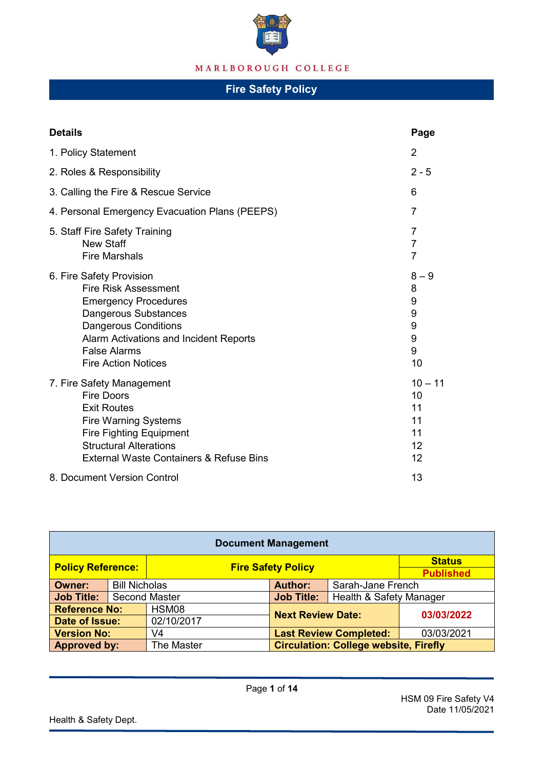MARLBOROUGH COLLEGE

# Fire Safety Policy

| Details | Page |
|---|---|
| 1. Policy Statement | 2 |
| 2. Roles & Responsibility | 2 - 5 |
| 3. Calling the Fire & Rescue Service | 6 |
| 4. Personal Emergency Evacuation Plans (PEEPS) | 7 |
| 5. Staff Fire Safety Training | 7 |
| New Staff | 7 |
| Fire Marshals | 7 |
| 6. Fire Safety Provision | 8 – 9 |
| Fire Risk Assessment | 8 |
| Emergency Procedures | 9 |
| Dangerous Substances | 9 |
| Dangerous Conditions | 9 |
| Alarm Activations and Incident Reports | 9 |
| False Alarms | 9 |
| Fire Action Notices | 10 |
| 7. Fire Safety Management | 10 – 11 |
| Fire Doors | 10 |
| Exit Routes | 11 |
| Fire Warning Systems | 11 |
| Fire Fighting Equipment | 11 |
| Structural Alterations | 12 |
| External Waste Containers & Refuse Bins | 12 |
| 8. Document Version Control | 13 |

| Document Management | | | |
|---|---|---|---|
| **Policy Reference:** | **Fire Safety Policy** | | **Status** Published |
| **Owner:** | Bill Nicholas | **Author:** | Sarah-Jane French |
| **Job Title:** | Second Master | **Job Title:** | Health & Safety Manager |
| **Reference No:** | HSM08 | **Next Review Date:** | **03/03/2022** |
| **Date of Issue:** | 02/10/2017 | | |
| **Version No:** | V4 | **Last Review Completed:** | 03/03/2021 |
| **Approved by:** | The Master | **Circulation: College website, Firefly** | |

HSM 09 Fire Safety V4
Date 11/05/2021

Health & Safety Dept.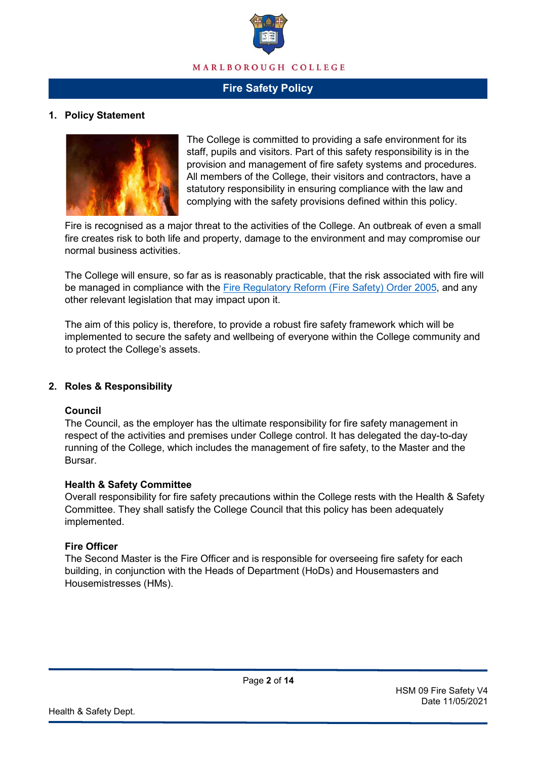## 1. Policy Statement

The College is committed to providing a safe environment for its staff, pupils and visitors. Part of this safety responsibility is in the provision and management of fire safety systems and procedures. All members of the College, their visitors and contractors, have a statutory responsibility in ensuring compliance with the law and complying with the safety provisions defined within this policy.

Fire is recognised as a major threat to the activities of the College. An outbreak of even a small fire creates risk to both life and property, damage to the environment and may compromise our normal business activities.

The College will ensure, so far as is reasonably practicable, that the risk associated with fire will be managed in compliance with the Fire Regulatory Reform (Fire Safety) Order 2005, and any other relevant legislation that may impact upon it.

The aim of this policy is, therefore, to provide a robust fire safety framework which will be implemented to secure the safety and wellbeing of everyone within the College community and to protect the College's assets.

## 2. Roles & Responsibility

**Council**

The Council, as the employer has the ultimate responsibility for fire safety management in respect of the activities and premises under College control. It has delegated the day-to-day running of the College, which includes the management of fire safety, to the Master and the Bursar.

**Health & Safety Committee**

Overall responsibility for fire safety precautions within the College rests with the Health & Safety Committee. They shall satisfy the College Council that this policy has been adequately implemented.

**Fire Officer**

The Second Master is the Fire Officer and is responsible for overseeing fire safety for each building, in conjunction with the Heads of Department (HoDs) and Housemasters and Housemistresses (HMs).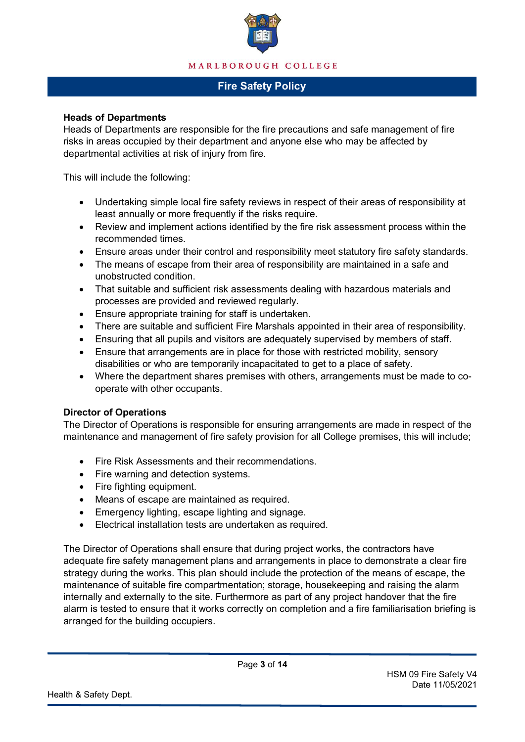### Heads of Departments

Heads of Departments are responsible for the fire precautions and safe management of fire risks in areas occupied by their department and anyone else who may be affected by departmental activities at risk of injury from fire.

This will include the following:

- Undertaking simple local fire safety reviews in respect of their areas of responsibility at least annually or more frequently if the risks require.
- Review and implement actions identified by the fire risk assessment process within the recommended times.
- Ensure areas under their control and responsibility meet statutory fire safety standards.
- The means of escape from their area of responsibility are maintained in a safe and unobstructed condition.
- That suitable and sufficient risk assessments dealing with hazardous materials and processes are provided and reviewed regularly.
- Ensure appropriate training for staff is undertaken.
- There are suitable and sufficient Fire Marshals appointed in their area of responsibility.
- Ensuring that all pupils and visitors are adequately supervised by members of staff.
- Ensure that arrangements are in place for those with restricted mobility, sensory disabilities or who are temporarily incapacitated to get to a place of safety.
- Where the department shares premises with others, arrangements must be made to co-operate with other occupants.

### Director of Operations

The Director of Operations is responsible for ensuring arrangements are made in respect of the maintenance and management of fire safety provision for all College premises, this will include;

- Fire Risk Assessments and their recommendations.
- Fire warning and detection systems.
- Fire fighting equipment.
- Means of escape are maintained as required.
- Emergency lighting, escape lighting and signage.
- Electrical installation tests are undertaken as required.

The Director of Operations shall ensure that during project works, the contractors have adequate fire safety management plans and arrangements in place to demonstrate a clear fire strategy during the works. This plan should include the protection of the means of escape, the maintenance of suitable fire compartmentation; storage, housekeeping and raising the alarm internally and externally to the site. Furthermore as part of any project handover that the fire alarm is tested to ensure that it works correctly on completion and a fire familiarisation briefing is arranged for the building occupiers.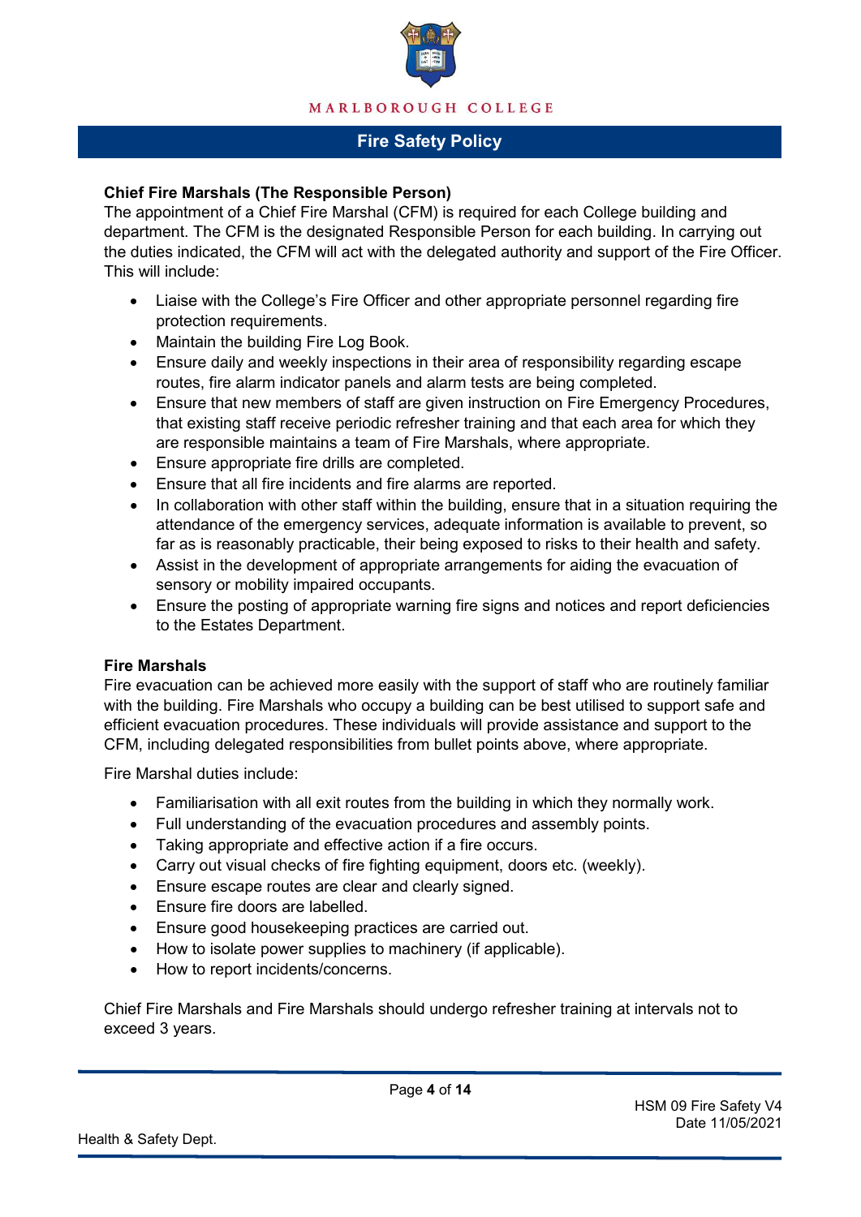**Chief Fire Marshals (The Responsible Person)**

The appointment of a Chief Fire Marshal (CFM) is required for each College building and department. The CFM is the designated Responsible Person for each building. In carrying out the duties indicated, the CFM will act with the delegated authority and support of the Fire Officer. This will include:

- Liaise with the College's Fire Officer and other appropriate personnel regarding fire protection requirements.
- Maintain the building Fire Log Book.
- Ensure daily and weekly inspections in their area of responsibility regarding escape routes, fire alarm indicator panels and alarm tests are being completed.
- Ensure that new members of staff are given instruction on Fire Emergency Procedures, that existing staff receive periodic refresher training and that each area for which they are responsible maintains a team of Fire Marshals, where appropriate.
- Ensure appropriate fire drills are completed.
- Ensure that all fire incidents and fire alarms are reported.
- In collaboration with other staff within the building, ensure that in a situation requiring the attendance of the emergency services, adequate information is available to prevent, so far as is reasonably practicable, their being exposed to risks to their health and safety.
- Assist in the development of appropriate arrangements for aiding the evacuation of sensory or mobility impaired occupants.
- Ensure the posting of appropriate warning fire signs and notices and report deficiencies to the Estates Department.

**Fire Marshals**

Fire evacuation can be achieved more easily with the support of staff who are routinely familiar with the building. Fire Marshals who occupy a building can be best utilised to support safe and efficient evacuation procedures. These individuals will provide assistance and support to the CFM, including delegated responsibilities from bullet points above, where appropriate.

Fire Marshal duties include:

- Familiarisation with all exit routes from the building in which they normally work.
- Full understanding of the evacuation procedures and assembly points.
- Taking appropriate and effective action if a fire occurs.
- Carry out visual checks of fire fighting equipment, doors etc. (weekly).
- Ensure escape routes are clear and clearly signed.
- Ensure fire doors are labelled.
- Ensure good housekeeping practices are carried out.
- How to isolate power supplies to machinery (if applicable).
- How to report incidents/concerns.

Chief Fire Marshals and Fire Marshals should undergo refresher training at intervals not to exceed 3 years.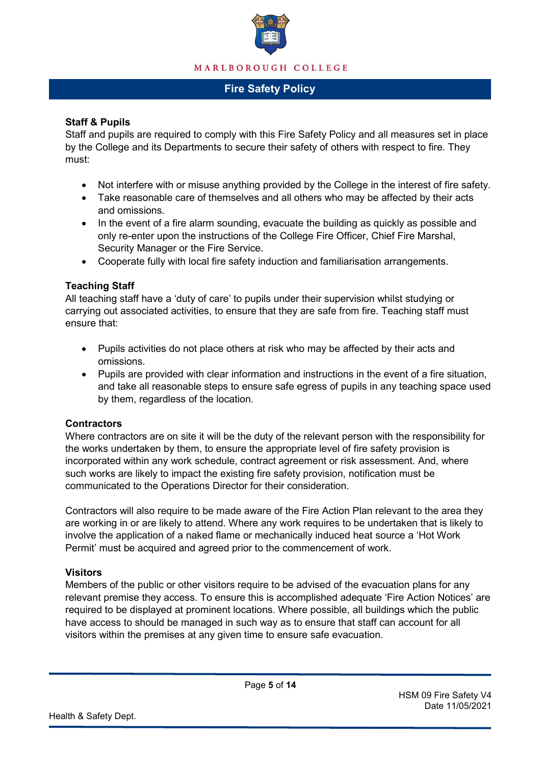### Staff & Pupils

Staff and pupils are required to comply with this Fire Safety Policy and all measures set in place by the College and its Departments to secure their safety of others with respect to fire. They must:

- Not interfere with or misuse anything provided by the College in the interest of fire safety.
- Take reasonable care of themselves and all others who may be affected by their acts and omissions.
- In the event of a fire alarm sounding, evacuate the building as quickly as possible and only re-enter upon the instructions of the College Fire Officer, Chief Fire Marshal, Security Manager or the Fire Service.
- Cooperate fully with local fire safety induction and familiarisation arrangements.

### Teaching Staff

All teaching staff have a 'duty of care' to pupils under their supervision whilst studying or carrying out associated activities, to ensure that they are safe from fire. Teaching staff must ensure that:

- Pupils activities do not place others at risk who may be affected by their acts and omissions.
- Pupils are provided with clear information and instructions in the event of a fire situation, and take all reasonable steps to ensure safe egress of pupils in any teaching space used by them, regardless of the location.

### Contractors

Where contractors are on site it will be the duty of the relevant person with the responsibility for the works undertaken by them, to ensure the appropriate level of fire safety provision is incorporated within any work schedule, contract agreement or risk assessment. And, where such works are likely to impact the existing fire safety provision, notification must be communicated to the Operations Director for their consideration.

Contractors will also require to be made aware of the Fire Action Plan relevant to the area they are working in or are likely to attend. Where any work requires to be undertaken that is likely to involve the application of a naked flame or mechanically induced heat source a 'Hot Work Permit' must be acquired and agreed prior to the commencement of work.

### Visitors

Members of the public or other visitors require to be advised of the evacuation plans for any relevant premise they access. To ensure this is accomplished adequate 'Fire Action Notices' are required to be displayed at prominent locations. Where possible, all buildings which the public have access to should be managed in such way as to ensure that staff can account for all visitors within the premises at any given time to ensure safe evacuation.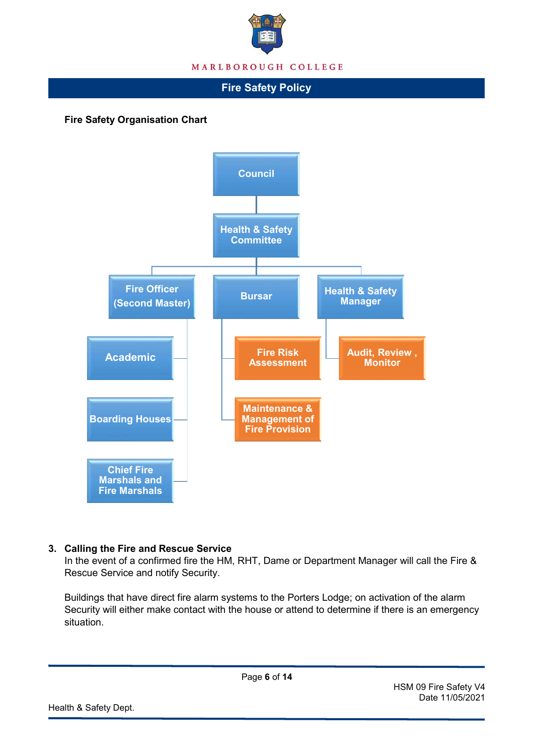## Fire Safety Organisation Chart

- Council
  - Health & Safety Committee
    - Fire Officer (Second Master)
      - Academic
      - Boarding Houses
      - Chief Fire Marshals and Fire Marshals
    - Bursar
      - Fire Risk Assessment
      - Maintenance & Management of Fire Provision
    - Health & Safety Manager
      - Audit, Review , Monitor

## 3. Calling the Fire and Rescue Service

In the event of a confirmed fire the HM, RHT, Dame or Department Manager will call the Fire & Rescue Service and notify Security.

Buildings that have direct fire alarm systems to the Porters Lodge; on activation of the alarm Security will either make contact with the house or attend to determine if there is an emergency situation.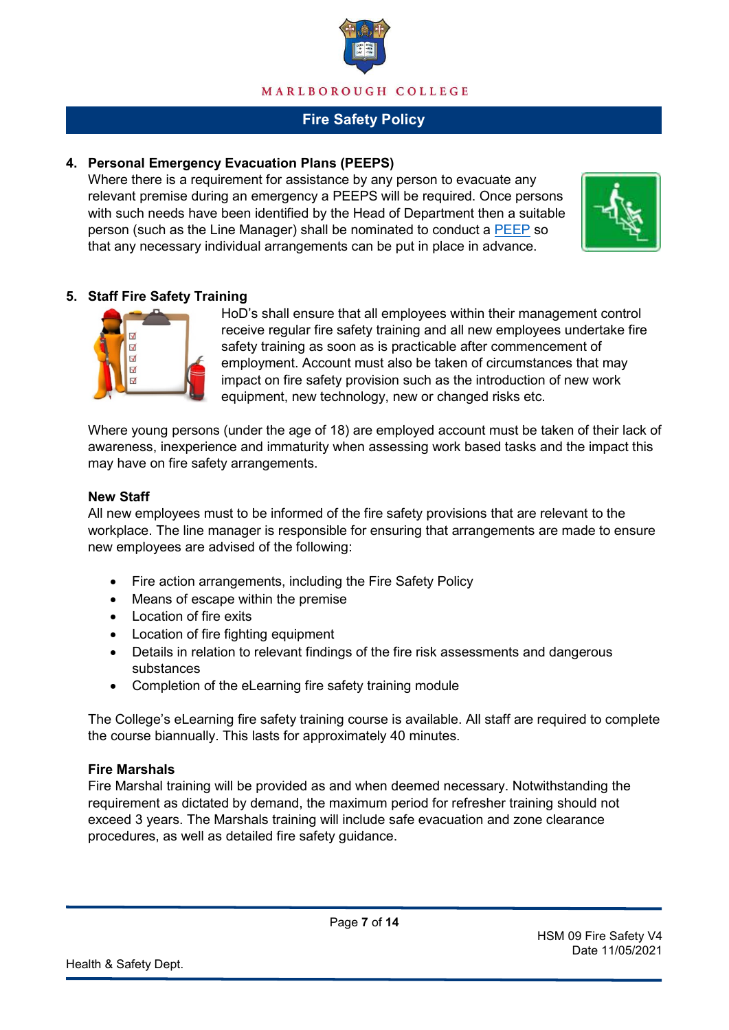## 4. Personal Emergency Evacuation Plans (PEEPS)

Where there is a requirement for assistance by any person to evacuate any relevant premise during an emergency a PEEPS will be required. Once persons with such needs have been identified by the Head of Department then a suitable person (such as the Line Manager) shall be nominated to conduct a PEEP so that any necessary individual arrangements can be put in place in advance.

## 5. Staff Fire Safety Training

HoD's shall ensure that all employees within their management control receive regular fire safety training and all new employees undertake fire safety training as soon as is practicable after commencement of employment. Account must also be taken of circumstances that may impact on fire safety provision such as the introduction of new work equipment, new technology, new or changed risks etc.

Where young persons (under the age of 18) are employed account must be taken of their lack of awareness, inexperience and immaturity when assessing work based tasks and the impact this may have on fire safety arrangements.

### New Staff

All new employees must to be informed of the fire safety provisions that are relevant to the workplace. The line manager is responsible for ensuring that arrangements are made to ensure new employees are advised of the following:

- Fire action arrangements, including the Fire Safety Policy
- Means of escape within the premise
- Location of fire exits
- Location of fire fighting equipment
- Details in relation to relevant findings of the fire risk assessments and dangerous substances
- Completion of the eLearning fire safety training module

The College's eLearning fire safety training course is available. All staff are required to complete the course biannually. This lasts for approximately 40 minutes.

### Fire Marshals

Fire Marshal training will be provided as and when deemed necessary. Notwithstanding the requirement as dictated by demand, the maximum period for refresher training should not exceed 3 years. The Marshals training will include safe evacuation and zone clearance procedures, as well as detailed fire safety guidance.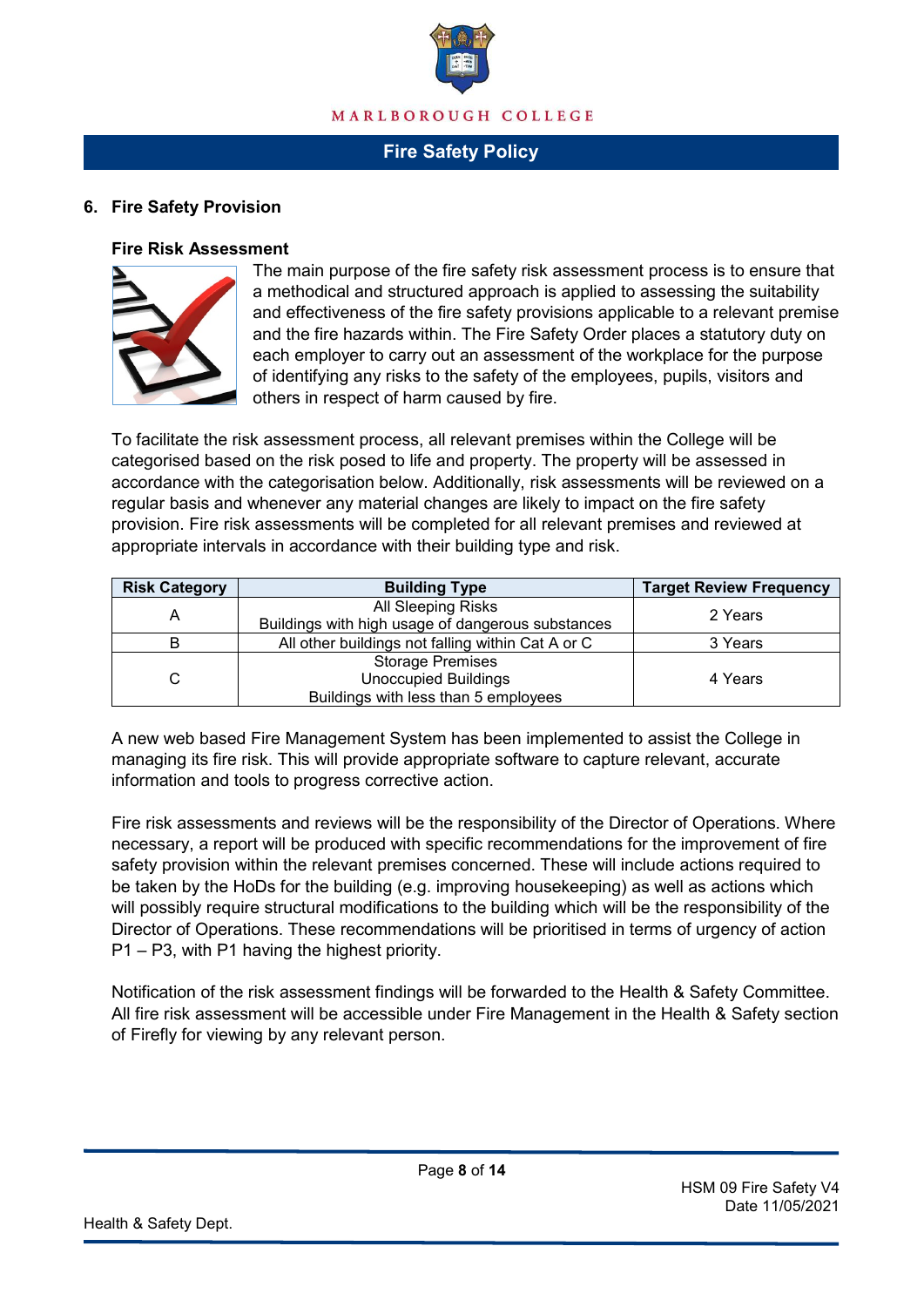## 6. Fire Safety Provision

### Fire Risk Assessment

The main purpose of the fire safety risk assessment process is to ensure that a methodical and structured approach is applied to assessing the suitability and effectiveness of the fire safety provisions applicable to a relevant premise and the fire hazards within. The Fire Safety Order places a statutory duty on each employer to carry out an assessment of the workplace for the purpose of identifying any risks to the safety of the employees, pupils, visitors and others in respect of harm caused by fire.

To facilitate the risk assessment process, all relevant premises within the College will be categorised based on the risk posed to life and property. The property will be assessed in accordance with the categorisation below. Additionally, risk assessments will be reviewed on a regular basis and whenever any material changes are likely to impact on the fire safety provision. Fire risk assessments will be completed for all relevant premises and reviewed at appropriate intervals in accordance with their building type and risk.

| Risk Category | Building Type | Target Review Frequency |
|---|---|---|
| A | All Sleeping Risks<br>Buildings with high usage of dangerous substances | 2 Years |
| B | All other buildings not falling within Cat A or C | 3 Years |
| C | Storage Premises<br>Unoccupied Buildings<br>Buildings with less than 5 employees | 4 Years |

A new web based Fire Management System has been implemented to assist the College in managing its fire risk. This will provide appropriate software to capture relevant, accurate information and tools to progress corrective action.

Fire risk assessments and reviews will be the responsibility of the Director of Operations. Where necessary, a report will be produced with specific recommendations for the improvement of fire safety provision within the relevant premises concerned. These will include actions required to be taken by the HoDs for the building (e.g. improving housekeeping) as well as actions which will possibly require structural modifications to the building which will be the responsibility of the Director of Operations. These recommendations will be prioritised in terms of urgency of action P1 – P3, with P1 having the highest priority.

Notification of the risk assessment findings will be forwarded to the Health & Safety Committee. All fire risk assessment will be accessible under Fire Management in the Health & Safety section of Firefly for viewing by any relevant person.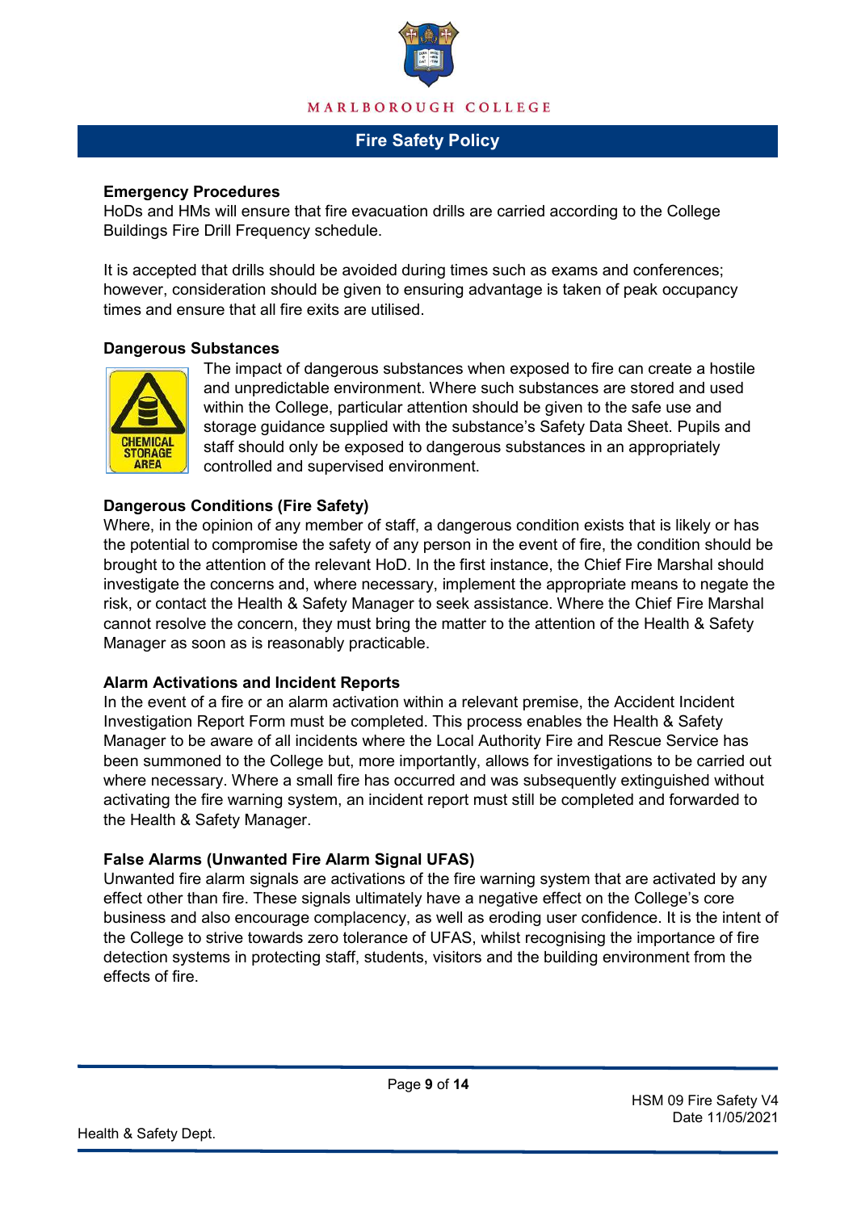### Emergency Procedures

HoDs and HMs will ensure that fire evacuation drills are carried according to the College Buildings Fire Drill Frequency schedule.

It is accepted that drills should be avoided during times such as exams and conferences; however, consideration should be given to ensuring advantage is taken of peak occupancy times and ensure that all fire exits are utilised.

### Dangerous Substances

The impact of dangerous substances when exposed to fire can create a hostile and unpredictable environment. Where such substances are stored and used within the College, particular attention should be given to the safe use and storage guidance supplied with the substance's Safety Data Sheet. Pupils and staff should only be exposed to dangerous substances in an appropriately controlled and supervised environment.

### Dangerous Conditions (Fire Safety)

Where, in the opinion of any member of staff, a dangerous condition exists that is likely or has the potential to compromise the safety of any person in the event of fire, the condition should be brought to the attention of the relevant HoD. In the first instance, the Chief Fire Marshal should investigate the concerns and, where necessary, implement the appropriate means to negate the risk, or contact the Health & Safety Manager to seek assistance. Where the Chief Fire Marshal cannot resolve the concern, they must bring the matter to the attention of the Health & Safety Manager as soon as is reasonably practicable.

### Alarm Activations and Incident Reports

In the event of a fire or an alarm activation within a relevant premise, the Accident Incident Investigation Report Form must be completed. This process enables the Health & Safety Manager to be aware of all incidents where the Local Authority Fire and Rescue Service has been summoned to the College but, more importantly, allows for investigations to be carried out where necessary. Where a small fire has occurred and was subsequently extinguished without activating the fire warning system, an incident report must still be completed and forwarded to the Health & Safety Manager.

### False Alarms (Unwanted Fire Alarm Signal UFAS)

Unwanted fire alarm signals are activations of the fire warning system that are activated by any effect other than fire. These signals ultimately have a negative effect on the College's core business and also encourage complacency, as well as eroding user confidence. It is the intent of the College to strive towards zero tolerance of UFAS, whilst recognising the importance of fire detection systems in protecting staff, students, visitors and the building environment from the effects of fire.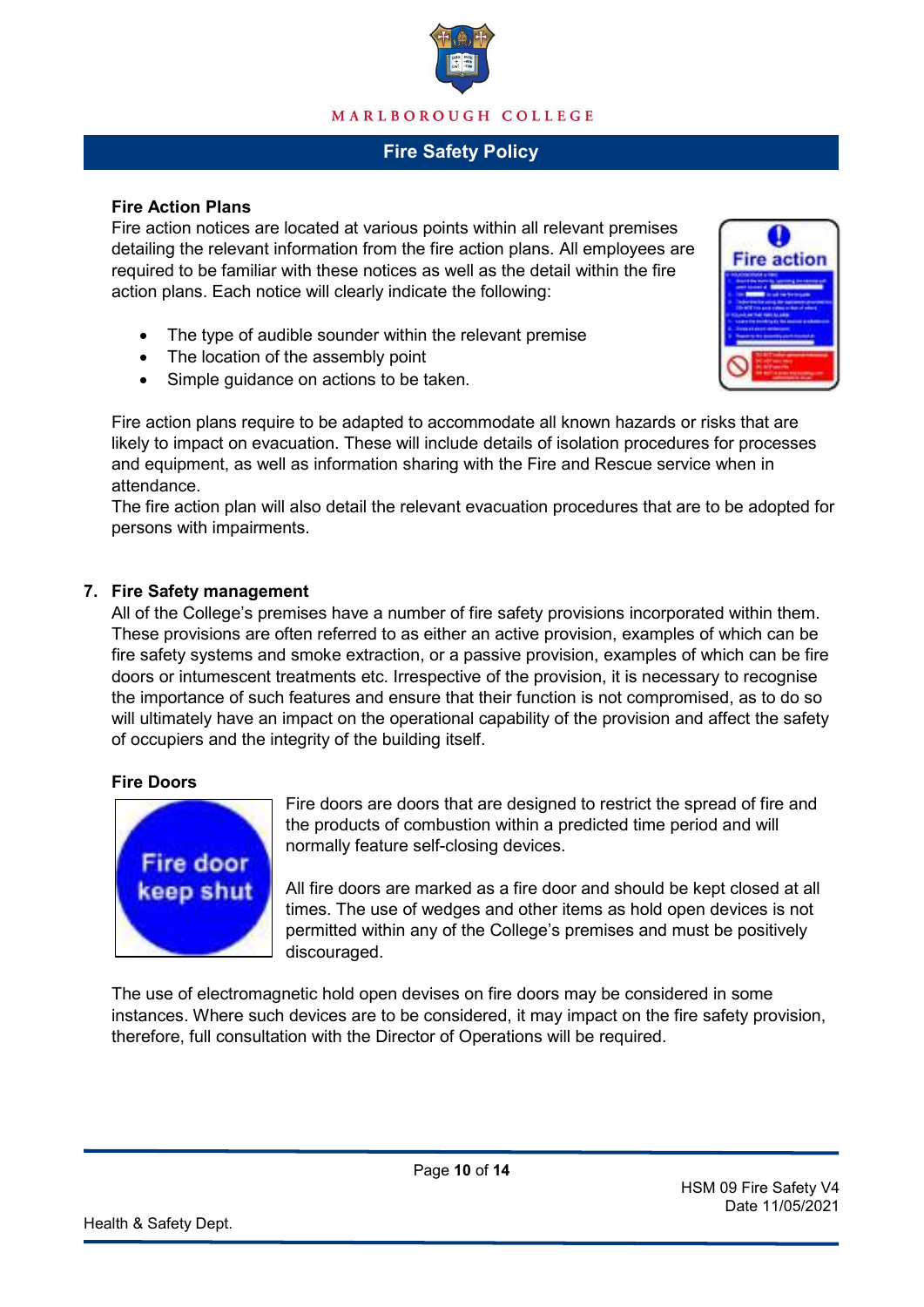### Fire Action Plans

Fire action notices are located at various points within all relevant premises detailing the relevant information from the fire action plans. All employees are required to be familiar with these notices as well as the detail within the fire action plans. Each notice will clearly indicate the following:

- The type of audible sounder within the relevant premise
- The location of the assembly point
- Simple guidance on actions to be taken.

Fire action plans require to be adapted to accommodate all known hazards or risks that are likely to impact on evacuation. These will include details of isolation procedures for processes and equipment, as well as information sharing with the Fire and Rescue service when in attendance.

The fire action plan will also detail the relevant evacuation procedures that are to be adopted for persons with impairments.

## 7. Fire Safety management

All of the College's premises have a number of fire safety provisions incorporated within them. These provisions are often referred to as either an active provision, examples of which can be fire safety systems and smoke extraction, or a passive provision, examples of which can be fire doors or intumescent treatments etc. Irrespective of the provision, it is necessary to recognise the importance of such features and ensure that their function is not compromised, as to do so will ultimately have an impact on the operational capability of the provision and affect the safety of occupiers and the integrity of the building itself.

### Fire Doors

Fire doors are doors that are designed to restrict the spread of fire and the products of combustion within a predicted time period and will normally feature self-closing devices.

All fire doors are marked as a fire door and should be kept closed at all times. The use of wedges and other items as hold open devices is not permitted within any of the College's premises and must be positively discouraged.

The use of electromagnetic hold open devises on fire doors may be considered in some instances. Where such devices are to be considered, it may impact on the fire safety provision, therefore, full consultation with the Director of Operations will be required.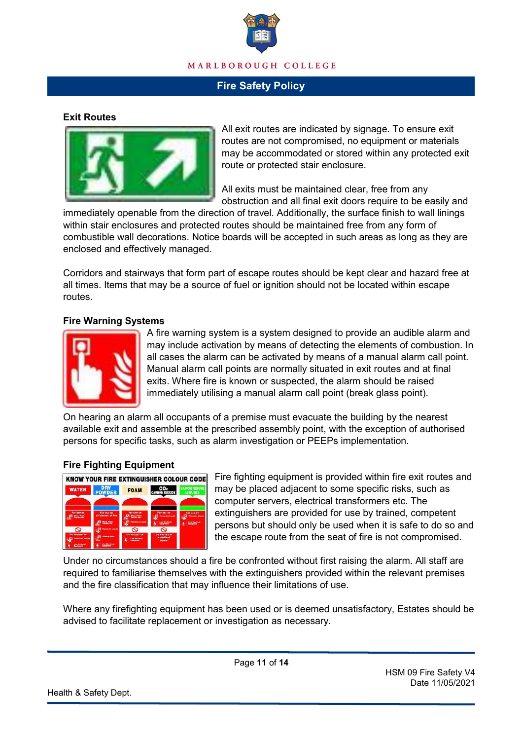## Exit Routes

All exit routes are indicated by signage. To ensure exit routes are not compromised, no equipment or materials may be accommodated or stored within any protected exit route or protected stair enclosure.

All exits must be maintained clear, free from any obstruction and all final exit doors require to be easily and immediately openable from the direction of travel. Additionally, the surface finish to wall linings within stair enclosures and protected routes should be maintained free from any form of combustible wall decorations. Notice boards will be accepted in such areas as long as they are enclosed and effectively managed.

Corridors and stairways that form part of escape routes should be kept clear and hazard free at all times. Items that may be a source of fuel or ignition should not be located within escape routes.

## Fire Warning Systems

A fire warning system is a system designed to provide an audible alarm and may include activation by means of detecting the elements of combustion. In all cases the alarm can be activated by means of a manual alarm call point. Manual alarm call points are normally situated in exit routes and at final exits. Where fire is known or suspected, the alarm should be raised immediately utilising a manual alarm call point (break glass point).

On hearing an alarm all occupants of a premise must evacuate the building by the nearest available exit and assemble at the prescribed assembly point, with the exception of authorised persons for specific tasks, such as alarm investigation or PEEPs implementation.

## Fire Fighting Equipment

Fire fighting equipment is provided within fire exit routes and may be placed adjacent to some specific risks, such as computer servers, electrical transformers etc. The extinguishers are provided for use by trained, competent persons but should only be used when it is safe to do so and the escape route from the seat of fire is not compromised.

Under no circumstances should a fire be confronted without first raising the alarm. All staff are required to familiarise themselves with the extinguishers provided within the relevant premises and the fire classification that may influence their limitations of use.

Where any firefighting equipment has been used or is deemed unsatisfactory, Estates should be advised to facilitate replacement or investigation as necessary.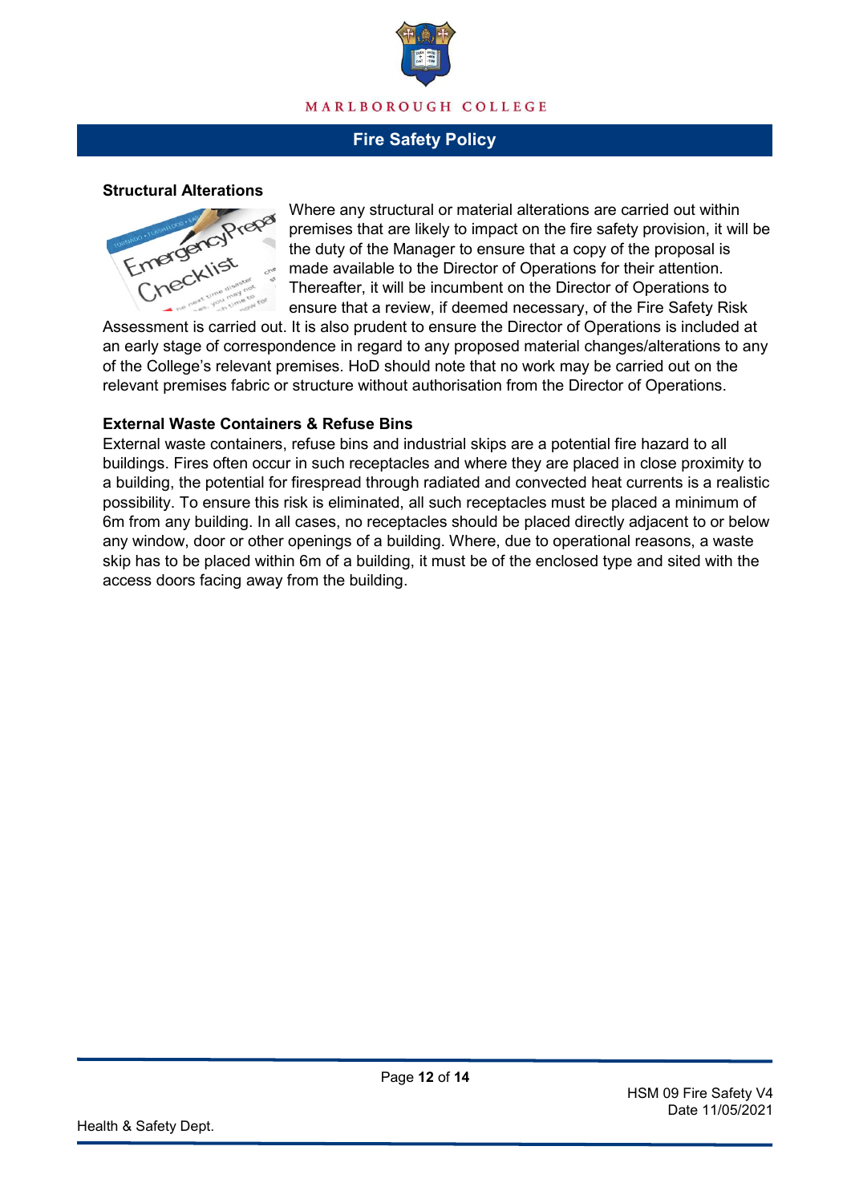## Structural Alterations

Where any structural or material alterations are carried out within premises that are likely to impact on the fire safety provision, it will be the duty of the Manager to ensure that a copy of the proposal is made available to the Director of Operations for their attention. Thereafter, it will be incumbent on the Director of Operations to ensure that a review, if deemed necessary, of the Fire Safety Risk Assessment is carried out. It is also prudent to ensure the Director of Operations is included at an early stage of correspondence in regard to any proposed material changes/alterations to any of the College's relevant premises. HoD should note that no work may be carried out on the relevant premises fabric or structure without authorisation from the Director of Operations.

## External Waste Containers & Refuse Bins

External waste containers, refuse bins and industrial skips are a potential fire hazard to all buildings. Fires often occur in such receptacles and where they are placed in close proximity to a building, the potential for firespread through radiated and convected heat currents is a realistic possibility. To ensure this risk is eliminated, all such receptacles must be placed a minimum of 6m from any building. In all cases, no receptacles should be placed directly adjacent to or below any window, door or other openings of a building. Where, due to operational reasons, a waste skip has to be placed within 6m of a building, it must be of the enclosed type and sited with the access doors facing away from the building.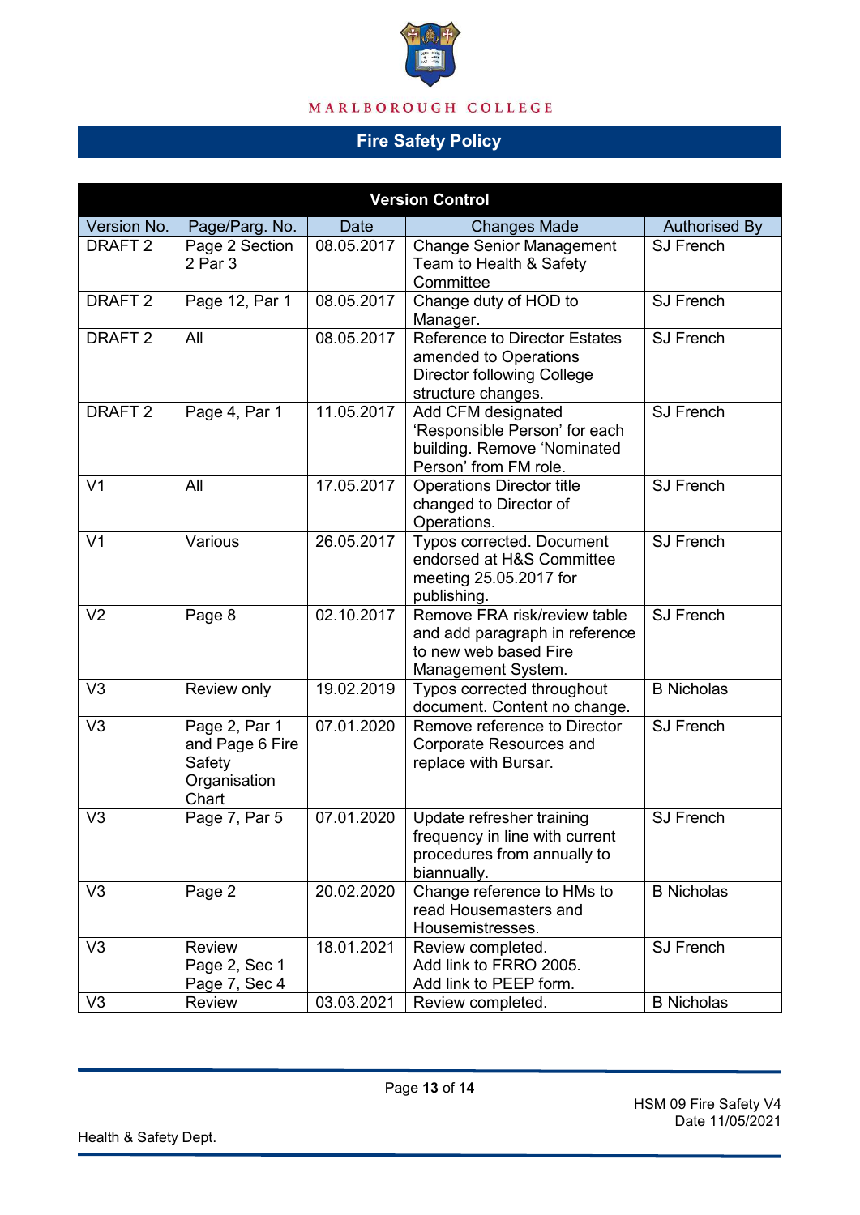# Fire Safety Policy

| Version Control | | | | |
|---|---|---|---|---|
| Version No. | Page/Parg. No. | Date | Changes Made | Authorised By |
| DRAFT 2 | Page 2 Section 2 Par 3 | 08.05.2017 | Change Senior Management Team to Health & Safety Committee | SJ French |
| DRAFT 2 | Page 12, Par 1 | 08.05.2017 | Change duty of HOD to Manager. | SJ French |
| DRAFT 2 | All | 08.05.2017 | Reference to Director Estates amended to Operations Director following College structure changes. | SJ French |
| DRAFT 2 | Page 4, Par 1 | 11.05.2017 | Add CFM designated 'Responsible Person' for each building. Remove 'Nominated Person' from FM role. | SJ French |
| V1 | All | 17.05.2017 | Operations Director title changed to Director of Operations. | SJ French |
| V1 | Various | 26.05.2017 | Typos corrected. Document endorsed at H&S Committee meeting 25.05.2017 for publishing. | SJ French |
| V2 | Page 8 | 02.10.2017 | Remove FRA risk/review table and add paragraph in reference to new web based Fire Management System. | SJ French |
| V3 | Review only | 19.02.2019 | Typos corrected throughout document. Content no change. | B Nicholas |
| V3 | Page 2, Par 1 and Page 6 Fire Safety Organisation Chart | 07.01.2020 | Remove reference to Director Corporate Resources and replace with Bursar. | SJ French |
| V3 | Page 7, Par 5 | 07.01.2020 | Update refresher training frequency in line with current procedures from annually to biannually. | SJ French |
| V3 | Page 2 | 20.02.2020 | Change reference to HMs to read Housemasters and Housemistresses. | B Nicholas |
| V3 | Review<br>Page 2, Sec 1<br>Page 7, Sec 4 | 18.01.2021 | Review completed.<br>Add link to FRRO 2005.<br>Add link to PEEP form. | SJ French |
| V3 | Review | 03.03.2021 | Review completed. | B Nicholas |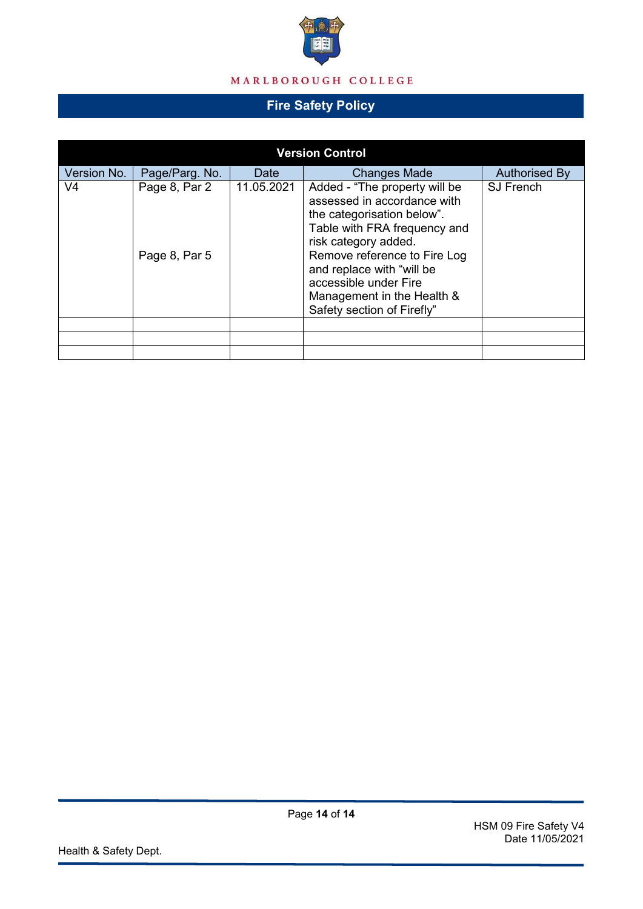| Version Control | | | | |
|---|---|---|---|---|
| Version No. | Page/Parg. No. | Date | Changes Made | Authorised By |
| V4 | Page 8, Par 2<br><br>Page 8, Par 5 | 11.05.2021 | Added - "The property will be assessed in accordance with the categorisation below". Table with FRA frequency and risk category added.<br>Remove reference to Fire Log and replace with "will be accessible under Fire Management in the Health & Safety section of Firefly" | SJ French |
| | | | | |
| | | | | |
| | | | | |